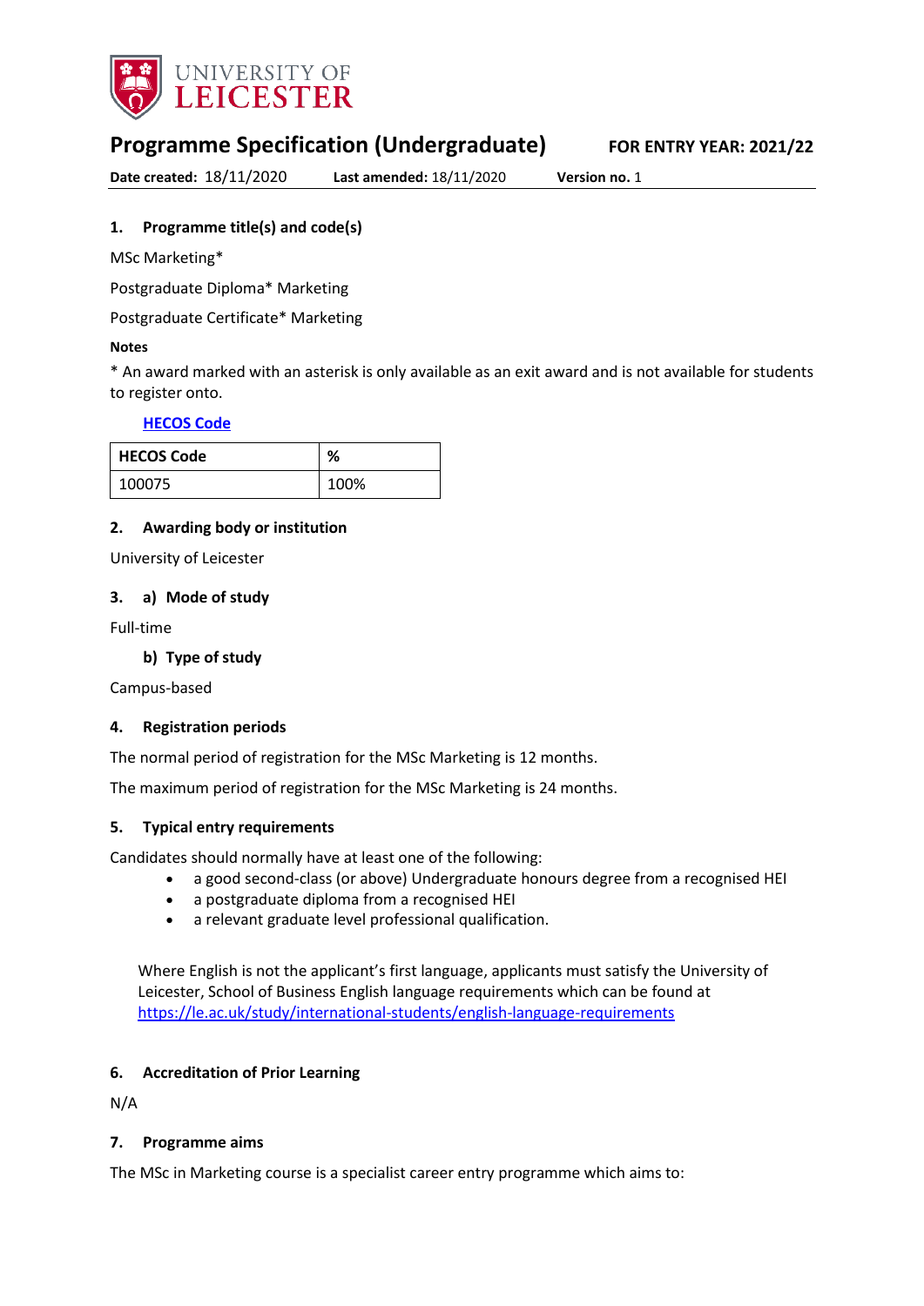# Programme Specification (Undergraduate)

**FOR ENTRY YEAR: 2021/22**

**Date created:** 18/11/2020 **Last amended:** 18/11/2020 **Version no.** 1

## 1. Programme title(s) and code(s)

MSc Marketing*

Postgraduate Diploma* Marketing

Postgraduate Certificate* Marketing

**Notes**

* An award marked with an asterisk is only available as an exit award and is not available for students to register onto.

**HECOS Code**

| HECOS Code | % |
|---|---|
| 100075 | 100% |

## 2. Awarding body or institution

University of Leicester

## 3. a) Mode of study

Full-time

### b) Type of study

Campus-based

## 4. Registration periods

The normal period of registration for the MSc Marketing is 12 months.

The maximum period of registration for the MSc Marketing is 24 months.

## 5. Typical entry requirements

Candidates should normally have at least one of the following:

- a good second-class (or above) Undergraduate honours degree from a recognised HEI
- a postgraduate diploma from a recognised HEI
- a relevant graduate level professional qualification.

Where English is not the applicant's first language, applicants must satisfy the University of Leicester, School of Business English language requirements which can be found at https://le.ac.uk/study/international-students/english-language-requirements

## 6. Accreditation of Prior Learning

N/A

## 7. Programme aims

The MSc in Marketing course is a specialist career entry programme which aims to: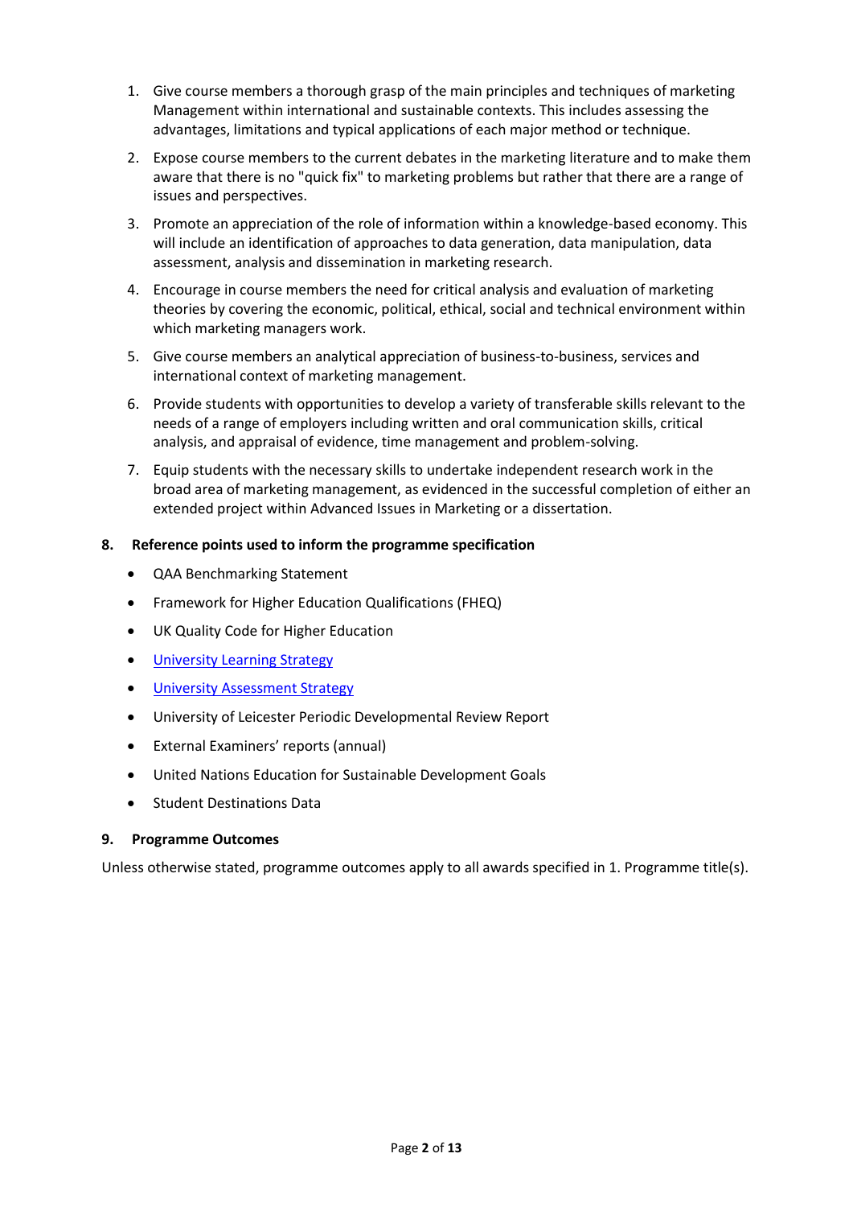1. Give course members a thorough grasp of the main principles and techniques of marketing Management within international and sustainable contexts. This includes assessing the advantages, limitations and typical applications of each major method or technique.
2. Expose course members to the current debates in the marketing literature and to make them aware that there is no "quick fix" to marketing problems but rather that there are a range of issues and perspectives.
3. Promote an appreciation of the role of information within a knowledge-based economy. This will include an identification of approaches to data generation, data manipulation, data assessment, analysis and dissemination in marketing research.
4. Encourage in course members the need for critical analysis and evaluation of marketing theories by covering the economic, political, ethical, social and technical environment within which marketing managers work.
5. Give course members an analytical appreciation of business-to-business, services and international context of marketing management.
6. Provide students with opportunities to develop a variety of transferable skills relevant to the needs of a range of employers including written and oral communication skills, critical analysis, and appraisal of evidence, time management and problem-solving.
7. Equip students with the necessary skills to undertake independent research work in the broad area of marketing management, as evidenced in the successful completion of either an extended project within Advanced Issues in Marketing or a dissertation.

### 8. Reference points used to inform the programme specification

- QAA Benchmarking Statement
- Framework for Higher Education Qualifications (FHEQ)
- UK Quality Code for Higher Education
- University Learning Strategy
- University Assessment Strategy
- University of Leicester Periodic Developmental Review Report
- External Examiners' reports (annual)
- United Nations Education for Sustainable Development Goals
- Student Destinations Data

### 9. Programme Outcomes

Unless otherwise stated, programme outcomes apply to all awards specified in 1. Programme title(s).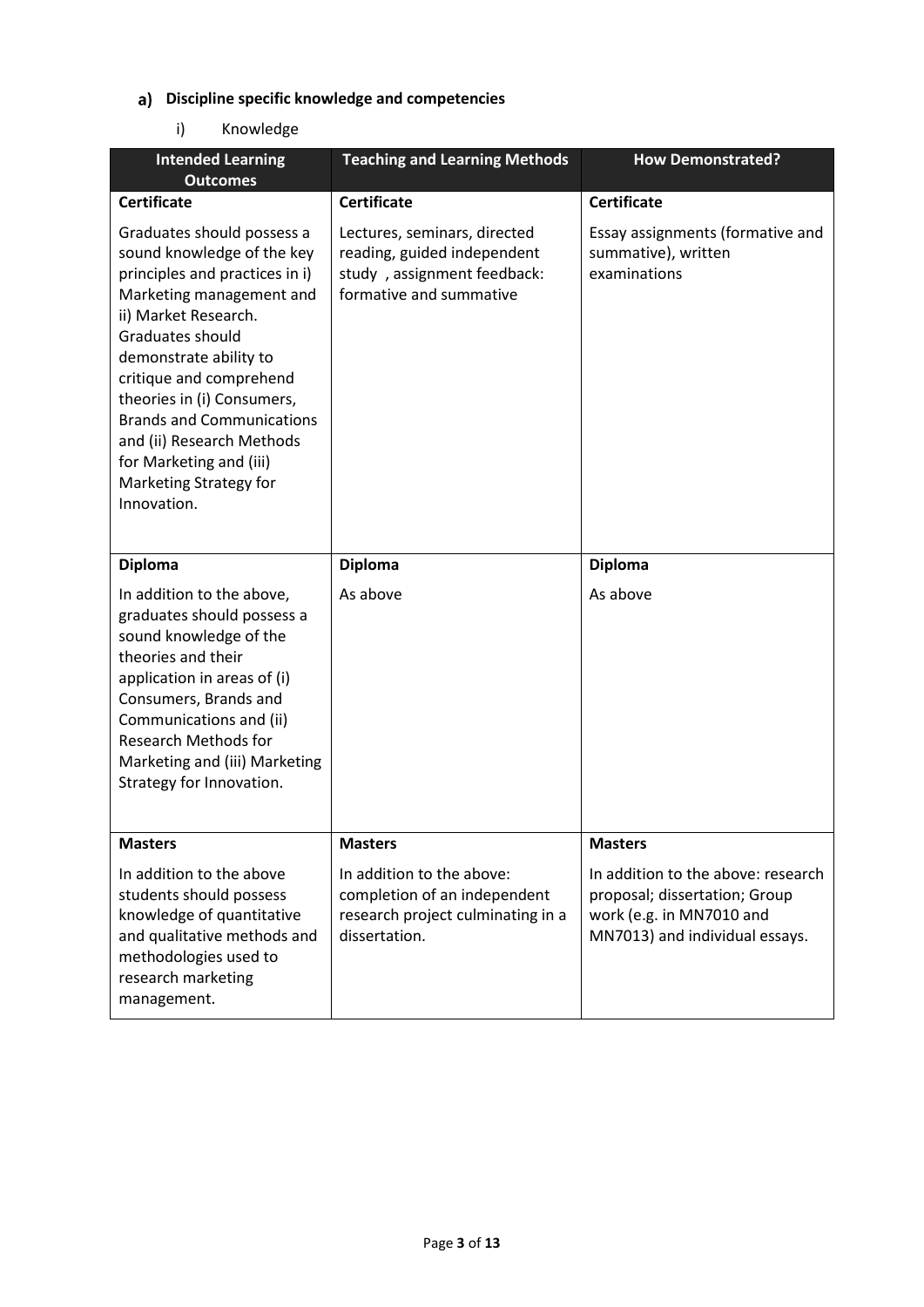## a) Discipline specific knowledge and competencies

i) Knowledge

| Intended Learning Outcomes | Teaching and Learning Methods | How Demonstrated? |
|---|---|---|
| **Certificate** | **Certificate** | **Certificate** |
| Graduates should possess a sound knowledge of the key principles and practices in i) Marketing management and ii) Market Research. Graduates should demonstrate ability to critique and comprehend theories in (i) Consumers, Brands and Communications and (ii) Research Methods for Marketing and (iii) Marketing Strategy for Innovation. | Lectures, seminars, directed reading, guided independent study , assignment feedback: formative and summative | Essay assignments (formative and summative), written examinations |
| **Diploma** | **Diploma** | **Diploma** |
| In addition to the above, graduates should possess a sound knowledge of the theories and their application in areas of (i) Consumers, Brands and Communications and (ii) Research Methods for Marketing and (iii) Marketing Strategy for Innovation. | As above | As above |
| **Masters** | **Masters** | **Masters** |
| In addition to the above students should possess knowledge of quantitative and qualitative methods and methodologies used to research marketing management. | In addition to the above: completion of an independent research project culminating in a dissertation. | In addition to the above: research proposal; dissertation; Group work (e.g. in MN7010 and MN7013) and individual essays. |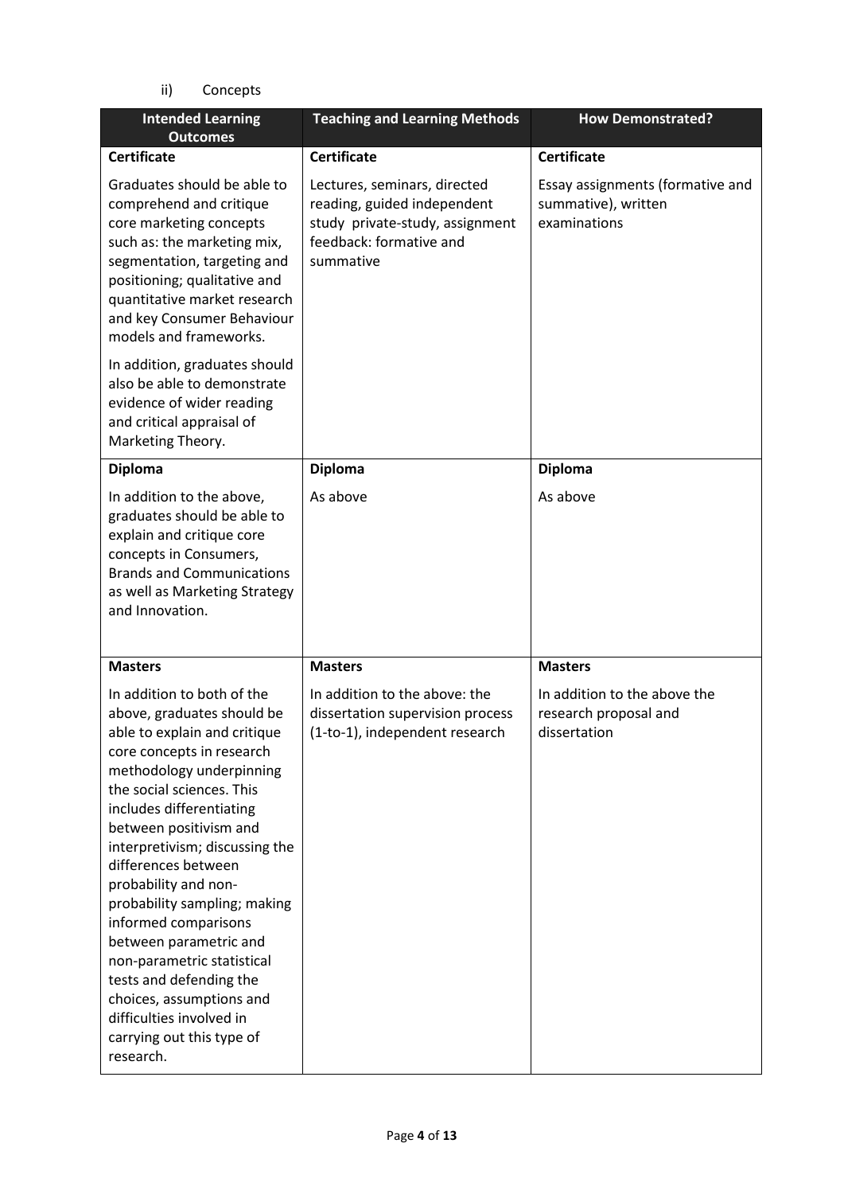ii) Concepts

| Intended Learning Outcomes | Teaching and Learning Methods | How Demonstrated? |
| --- | --- | --- |
| **Certificate** | **Certificate** | **Certificate** |
| Graduates should be able to comprehend and critique core marketing concepts such as: the marketing mix, segmentation, targeting and positioning; qualitative and quantitative market research and key Consumer Behaviour models and frameworks.<br><br>In addition, graduates should also be able to demonstrate evidence of wider reading and critical appraisal of Marketing Theory. | Lectures, seminars, directed reading, guided independent study private-study, assignment feedback: formative and summative | Essay assignments (formative and summative), written examinations |
| **Diploma** | **Diploma** | **Diploma** |
| In addition to the above, graduates should be able to explain and critique core concepts in Consumers, Brands and Communications as well as Marketing Strategy and Innovation. | As above | As above |
| **Masters** | **Masters** | **Masters** |
| In addition to both of the above, graduates should be able to explain and critique core concepts in research methodology underpinning the social sciences. This includes differentiating between positivism and interpretivism; discussing the differences between probability and non-probability sampling; making informed comparisons between parametric and non-parametric statistical tests and defending the choices, assumptions and difficulties involved in carrying out this type of research. | In addition to the above: the dissertation supervision process (1-to-1), independent research | In addition to the above the research proposal and dissertation |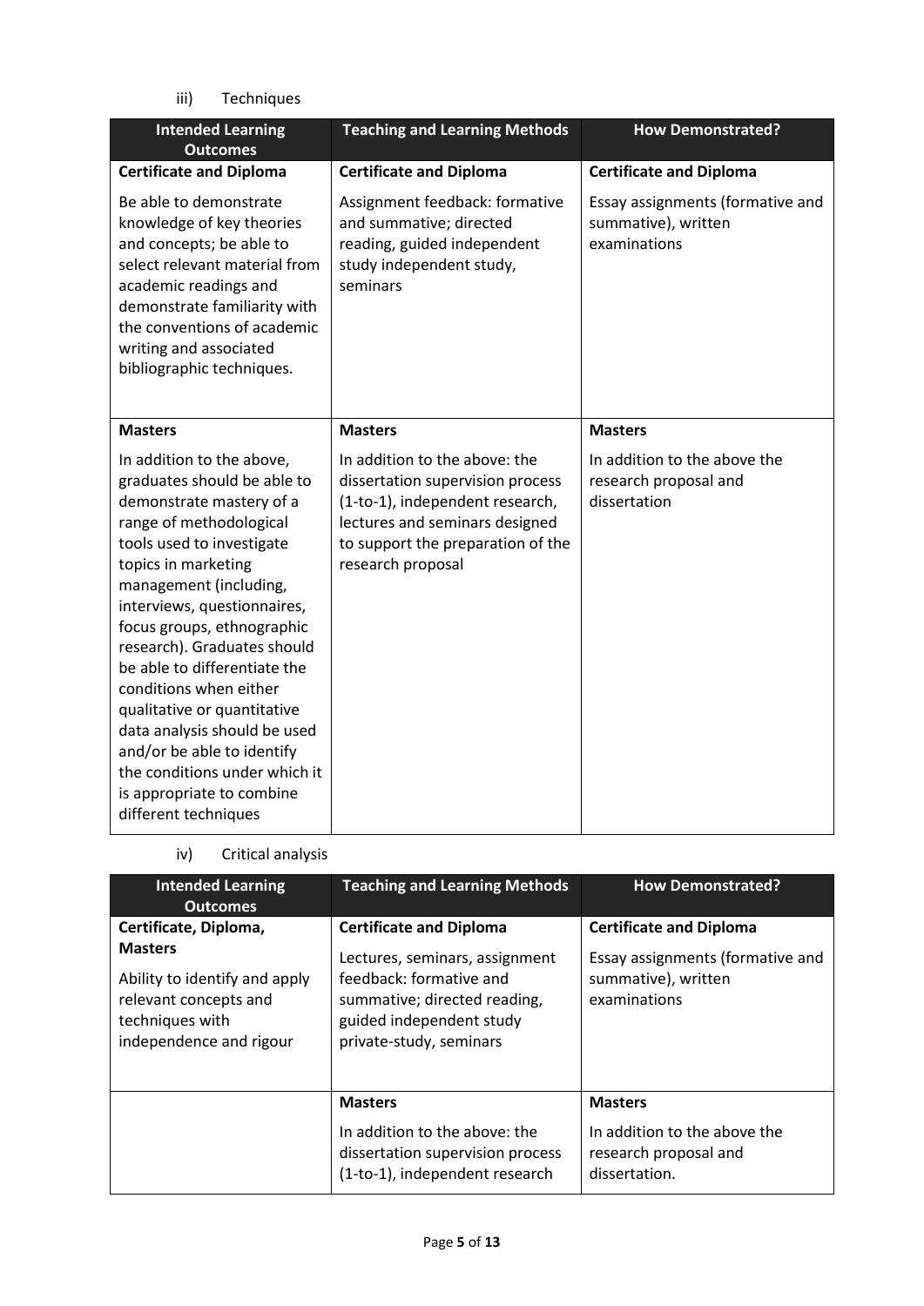iii) Techniques

| Intended Learning Outcomes | Teaching and Learning Methods | How Demonstrated? |
| --- | --- | --- |
| **Certificate and Diploma**<br><br>Be able to demonstrate knowledge of key theories and concepts; be able to select relevant material from academic readings and demonstrate familiarity with the conventions of academic writing and associated bibliographic techniques. | **Certificate and Diploma**<br><br>Assignment feedback: formative and summative; directed reading, guided independent study independent study, seminars | **Certificate and Diploma**<br><br>Essay assignments (formative and summative), written examinations |
| **Masters**<br><br>In addition to the above, graduates should be able to demonstrate mastery of a range of methodological tools used to investigate topics in marketing management (including, interviews, questionnaires, focus groups, ethnographic research). Graduates should be able to differentiate the conditions when either qualitative or quantitative data analysis should be used and/or be able to identify the conditions under which it is appropriate to combine different techniques | **Masters**<br><br>In addition to the above: the dissertation supervision process (1-to-1), independent research, lectures and seminars designed to support the preparation of the research proposal | **Masters**<br><br>In addition to the above the research proposal and dissertation |

iv) Critical analysis

| Intended Learning Outcomes | Teaching and Learning Methods | How Demonstrated? |
| --- | --- | --- |
| **Certificate, Diploma, Masters**<br><br>Ability to identify and apply relevant concepts and techniques with independence and rigour | **Certificate and Diploma**<br><br>Lectures, seminars, assignment feedback: formative and summative; directed reading, guided independent study private-study, seminars | **Certificate and Diploma**<br><br>Essay assignments (formative and summative), written examinations |
| | **Masters**<br><br>In addition to the above: the dissertation supervision process (1-to-1), independent research | **Masters**<br><br>In addition to the above the research proposal and dissertation. |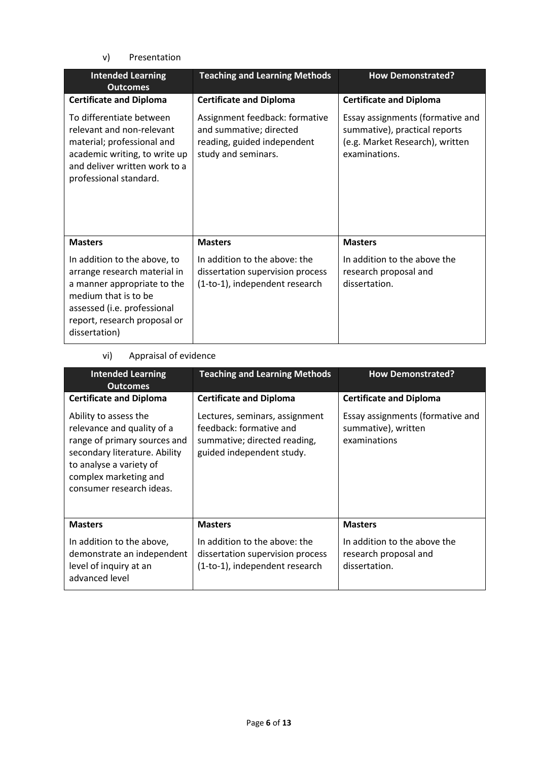v) Presentation

| Intended Learning Outcomes | Teaching and Learning Methods | How Demonstrated? |
|---|---|---|
| **Certificate and Diploma** | **Certificate and Diploma** | **Certificate and Diploma** |
| To differentiate between relevant and non-relevant material; professional and academic writing, to write up and deliver written work to a professional standard. | Assignment feedback: formative and summative; directed reading, guided independent study and seminars. | Essay assignments (formative and summative), practical reports (e.g. Market Research), written examinations. |
| **Masters** | **Masters** | **Masters** |
| In addition to the above, to arrange research material in a manner appropriate to the medium that is to be assessed (i.e. professional report, research proposal or dissertation) | In addition to the above: the dissertation supervision process (1-to-1), independent research | In addition to the above the research proposal and dissertation. |

vi) Appraisal of evidence

| Intended Learning Outcomes | Teaching and Learning Methods | How Demonstrated? |
|---|---|---|
| **Certificate and Diploma** | **Certificate and Diploma** | **Certificate and Diploma** |
| Ability to assess the relevance and quality of a range of primary sources and secondary literature. Ability to analyse a variety of complex marketing and consumer research ideas. | Lectures, seminars, assignment feedback: formative and summative; directed reading, guided independent study. | Essay assignments (formative and summative), written examinations |
| **Masters** | **Masters** | **Masters** |
| In addition to the above, demonstrate an independent level of inquiry at an advanced level | In addition to the above: the dissertation supervision process (1-to-1), independent research | In addition to the above the research proposal and dissertation. |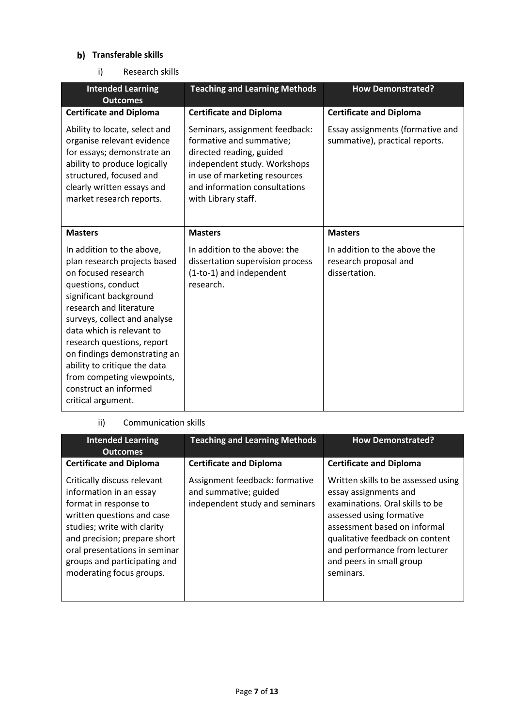## b) Transferable skills

i) Research skills

| Intended Learning Outcomes | Teaching and Learning Methods | How Demonstrated? |
|---|---|---|
| **Certificate and Diploma** | **Certificate and Diploma** | **Certificate and Diploma** |
| Ability to locate, select and organise relevant evidence for essays; demonstrate an ability to produce logically structured, focused and clearly written essays and market research reports. | Seminars, assignment feedback: formative and summative; directed reading, guided independent study. Workshops in use of marketing resources and information consultations with Library staff. | Essay assignments (formative and summative), practical reports. |
| **Masters** | **Masters** | **Masters** |
| In addition to the above, plan research projects based on focused research questions, conduct significant background research and literature surveys, collect and analyse data which is relevant to research questions, report on findings demonstrating an ability to critique the data from competing viewpoints, construct an informed critical argument. | In addition to the above: the dissertation supervision process (1-to-1) and independent research. | In addition to the above the research proposal and dissertation. |

ii) Communication skills

| Intended Learning Outcomes | Teaching and Learning Methods | How Demonstrated? |
|---|---|---|
| **Certificate and Diploma** | **Certificate and Diploma** | **Certificate and Diploma** |
| Critically discuss relevant information in an essay format in response to written questions and case studies; write with clarity and precision; prepare short oral presentations in seminar groups and participating and moderating focus groups. | Assignment feedback: formative and summative; guided independent study and seminars | Written skills to be assessed using essay assignments and examinations. Oral skills to be assessed using formative assessment based on informal qualitative feedback on content and performance from lecturer and peers in small group seminars. |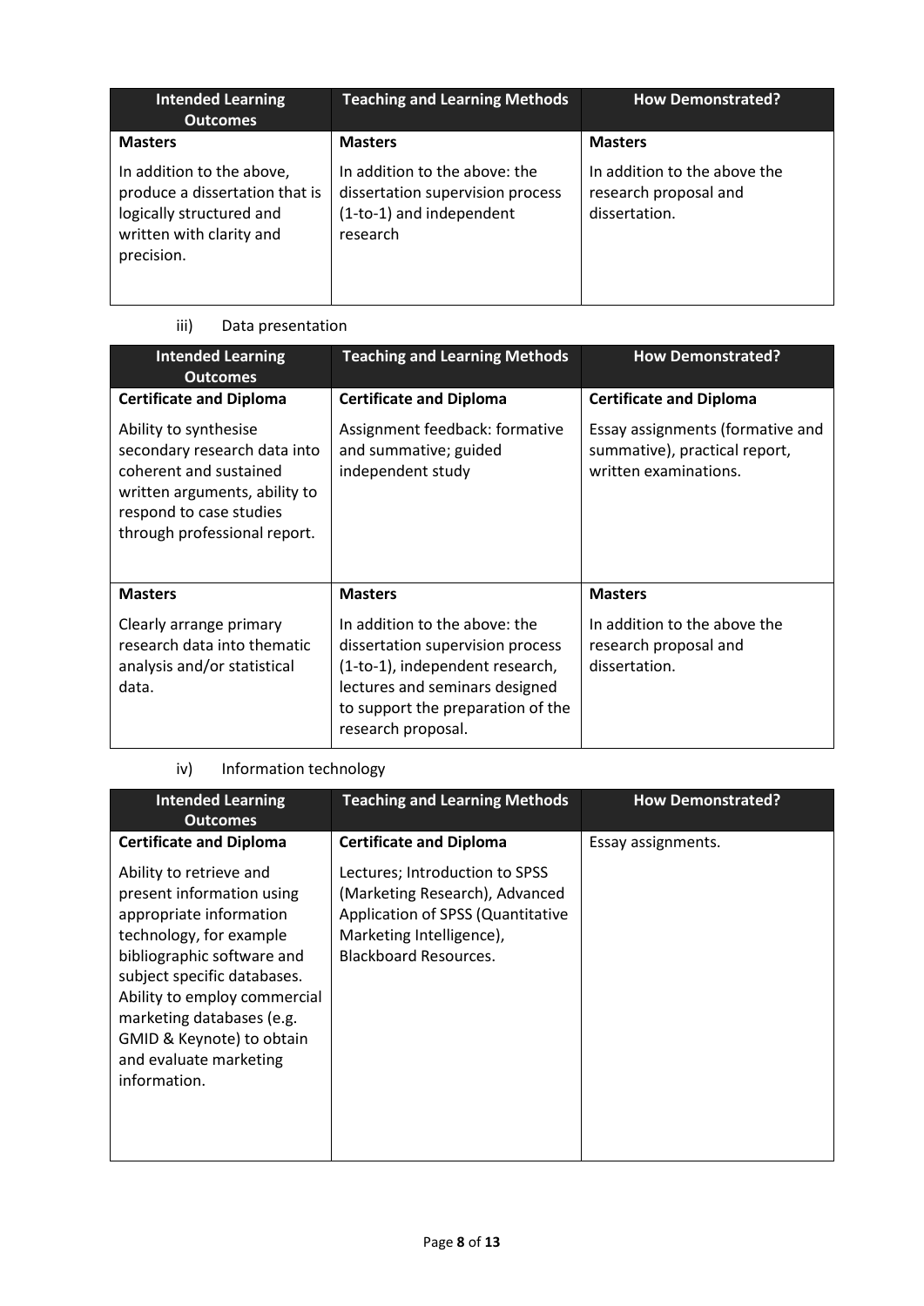| Intended Learning Outcomes | Teaching and Learning Methods | How Demonstrated? |
|---|---|---|
| **Masters** | **Masters** | **Masters** |
| In addition to the above, produce a dissertation that is logically structured and written with clarity and precision. | In addition to the above: the dissertation supervision process (1-to-1) and independent research | In addition to the above the research proposal and dissertation. |

iii) Data presentation

| Intended Learning Outcomes | Teaching and Learning Methods | How Demonstrated? |
|---|---|---|
| **Certificate and Diploma** | **Certificate and Diploma** | **Certificate and Diploma** |
| Ability to synthesise secondary research data into coherent and sustained written arguments, ability to respond to case studies through professional report. | Assignment feedback: formative and summative; guided independent study | Essay assignments (formative and summative), practical report, written examinations. |
| **Masters** | **Masters** | **Masters** |
| Clearly arrange primary research data into thematic analysis and/or statistical data. | In addition to the above: the dissertation supervision process (1-to-1), independent research, lectures and seminars designed to support the preparation of the research proposal. | In addition to the above the research proposal and dissertation. |

iv) Information technology

| Intended Learning Outcomes | Teaching and Learning Methods | How Demonstrated? |
|---|---|---|
| **Certificate and Diploma** | **Certificate and Diploma** | Essay assignments. |
| Ability to retrieve and present information using appropriate information technology, for example bibliographic software and subject specific databases. Ability to employ commercial marketing databases (e.g. GMID & Keynote) to obtain and evaluate marketing information. | Lectures; Introduction to SPSS (Marketing Research), Advanced Application of SPSS (Quantitative Marketing Intelligence), Blackboard Resources. | |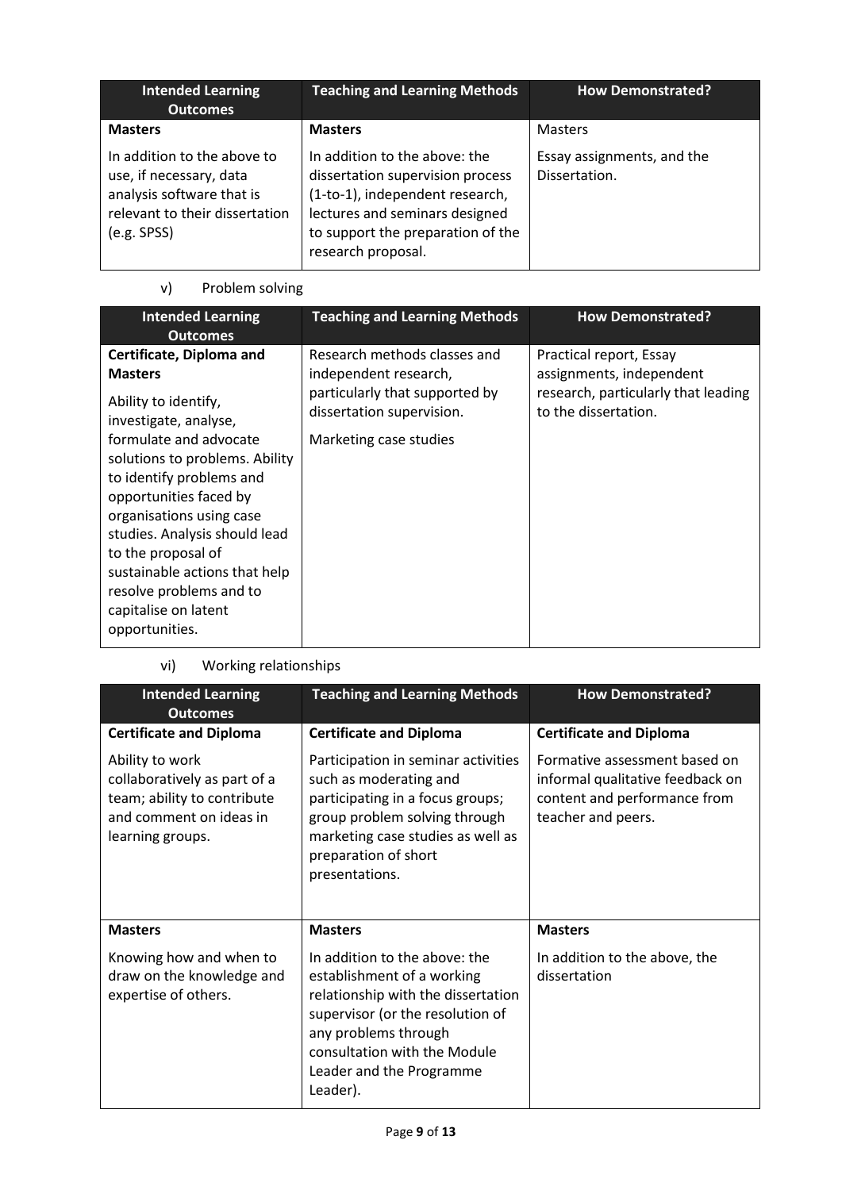| Intended Learning Outcomes | Teaching and Learning Methods | How Demonstrated? |
|---|---|---|
| **Masters**<br><br>In addition to the above to use, if necessary, data analysis software that is relevant to their dissertation (e.g. SPSS) | **Masters**<br><br>In addition to the above: the dissertation supervision process (1-to-1), independent research, lectures and seminars designed to support the preparation of the research proposal. | Masters<br><br>Essay assignments, and the Dissertation. |

v) Problem solving

| Intended Learning Outcomes | Teaching and Learning Methods | How Demonstrated? |
|---|---|---|
| **Certificate, Diploma and Masters**<br><br>Ability to identify, investigate, analyse, formulate and advocate solutions to problems. Ability to identify problems and opportunities faced by organisations using case studies. Analysis should lead to the proposal of sustainable actions that help resolve problems and to capitalise on latent opportunities. | Research methods classes and independent research, particularly that supported by dissertation supervision.<br><br>Marketing case studies | Practical report, Essay assignments, independent research, particularly that leading to the dissertation. |

vi) Working relationships

| Intended Learning Outcomes | Teaching and Learning Methods | How Demonstrated? |
|---|---|---|
| **Certificate and Diploma**<br><br>Ability to work collaboratively as part of a team; ability to contribute and comment on ideas in learning groups. | **Certificate and Diploma**<br><br>Participation in seminar activities such as moderating and participating in a focus groups; group problem solving through marketing case studies as well as preparation of short presentations. | **Certificate and Diploma**<br><br>Formative assessment based on informal qualitative feedback on content and performance from teacher and peers. |
| **Masters**<br><br>Knowing how and when to draw on the knowledge and expertise of others. | **Masters**<br><br>In addition to the above: the establishment of a working relationship with the dissertation supervisor (or the resolution of any problems through consultation with the Module Leader and the Programme Leader). | **Masters**<br><br>In addition to the above, the dissertation |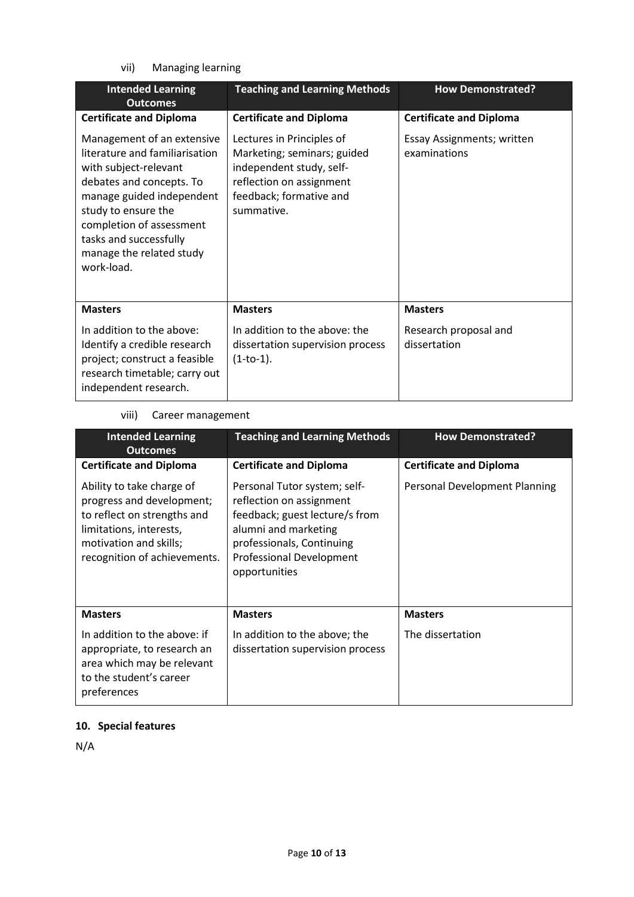vii) Managing learning

| Intended Learning Outcomes | Teaching and Learning Methods | How Demonstrated? |
| --- | --- | --- |
| **Certificate and Diploma** | **Certificate and Diploma** | **Certificate and Diploma** |
| Management of an extensive literature and familiarisation with subject-relevant debates and concepts. To manage guided independent study to ensure the completion of assessment tasks and successfully manage the related study work-load. | Lectures in Principles of Marketing; seminars; guided independent study, self-reflection on assignment feedback; formative and summative. | Essay Assignments; written examinations |
| **Masters** | **Masters** | **Masters** |
| In addition to the above: Identify a credible research project; construct a feasible research timetable; carry out independent research. | In addition to the above: the dissertation supervision process (1-to-1). | Research proposal and dissertation |

viii) Career management

| Intended Learning Outcomes | Teaching and Learning Methods | How Demonstrated? |
| --- | --- | --- |
| **Certificate and Diploma** | **Certificate and Diploma** | **Certificate and Diploma** |
| Ability to take charge of progress and development; to reflect on strengths and limitations, interests, motivation and skills; recognition of achievements. | Personal Tutor system; self-reflection on assignment feedback; guest lecture/s from alumni and marketing professionals, Continuing Professional Development opportunities | Personal Development Planning |
| **Masters** | **Masters** | **Masters** |
| In addition to the above: if appropriate, to research an area which may be relevant to the student's career preferences | In addition to the above; the dissertation supervision process | The dissertation |

## 10. Special features

N/A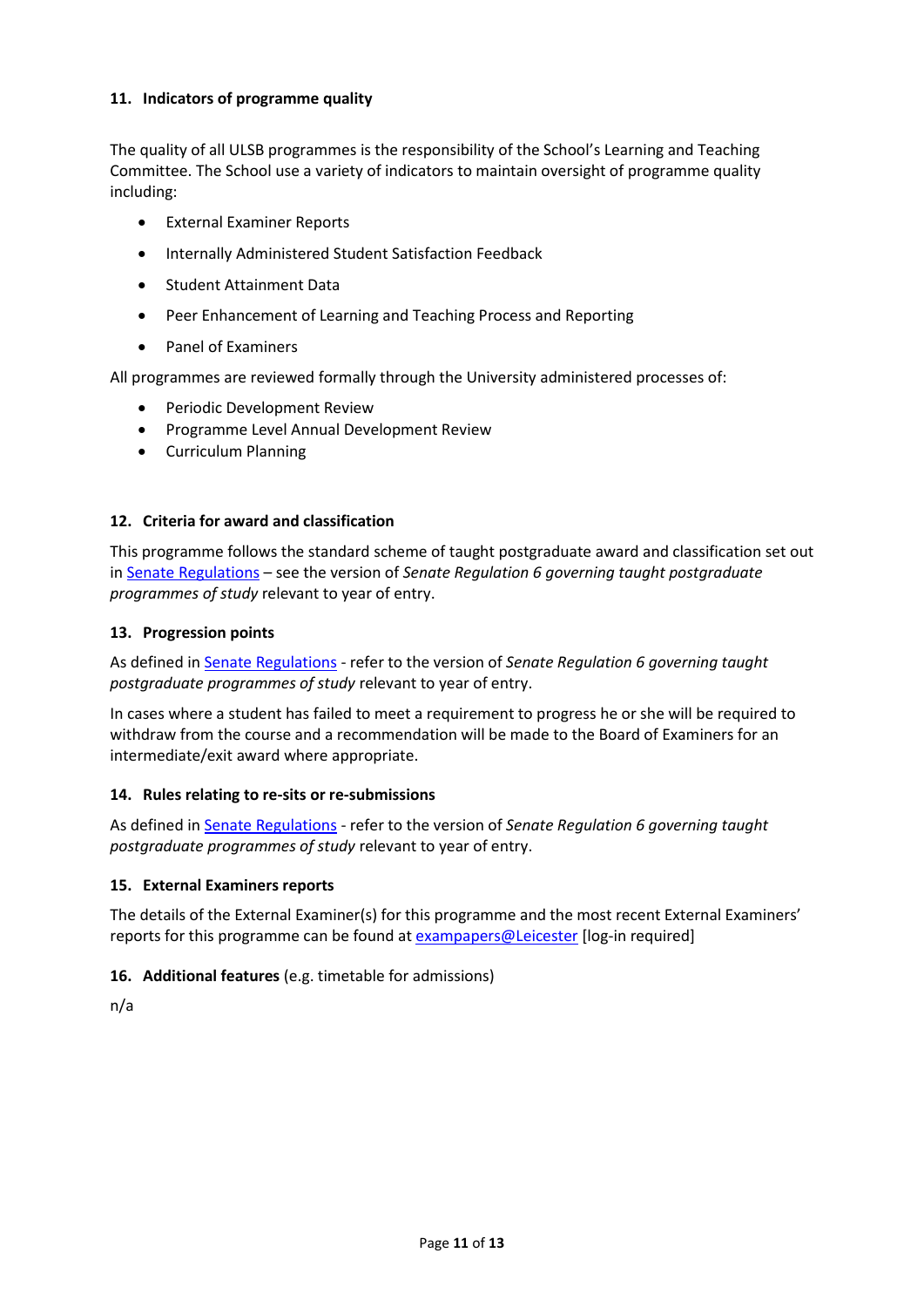#### 11. Indicators of programme quality

The quality of all ULSB programmes is the responsibility of the School's Learning and Teaching Committee. The School use a variety of indicators to maintain oversight of programme quality including:

- External Examiner Reports
- Internally Administered Student Satisfaction Feedback
- Student Attainment Data
- Peer Enhancement of Learning and Teaching Process and Reporting
- Panel of Examiners

All programmes are reviewed formally through the University administered processes of:

- Periodic Development Review
- Programme Level Annual Development Review
- Curriculum Planning

#### 12. Criteria for award and classification

This programme follows the standard scheme of taught postgraduate award and classification set out in Senate Regulations – see the version of *Senate Regulation 6 governing taught postgraduate programmes of study* relevant to year of entry.

#### 13. Progression points

As defined in Senate Regulations - refer to the version of *Senate Regulation 6 governing taught postgraduate programmes of study* relevant to year of entry.

In cases where a student has failed to meet a requirement to progress he or she will be required to withdraw from the course and a recommendation will be made to the Board of Examiners for an intermediate/exit award where appropriate.

#### 14. Rules relating to re-sits or re-submissions

As defined in Senate Regulations - refer to the version of *Senate Regulation 6 governing taught postgraduate programmes of study* relevant to year of entry.

#### 15. External Examiners reports

The details of the External Examiner(s) for this programme and the most recent External Examiners' reports for this programme can be found at exampapers@Leicester [log-in required]

#### 16. Additional features (e.g. timetable for admissions)

n/a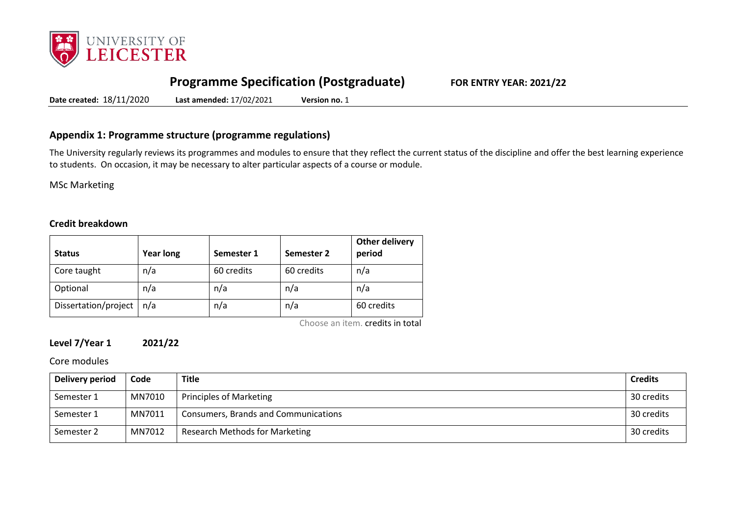# Programme Specification (Postgraduate)

**FOR ENTRY YEAR: 2021/22**

**Date created:** 18/11/2020 **Last amended:** 17/02/2021 **Version no.** 1

## Appendix 1: Programme structure (programme regulations)

The University regularly reviews its programmes and modules to ensure that they reflect the current status of the discipline and offer the best learning experience to students. On occasion, it may be necessary to alter particular aspects of a course or module.

MSc Marketing

### Credit breakdown

| Status | Year long | Semester 1 | Semester 2 | Other delivery period |
|---|---|---|---|---|
| Core taught | n/a | 60 credits | 60 credits | n/a |
| Optional | n/a | n/a | n/a | n/a |
| Dissertation/project | n/a | n/a | n/a | 60 credits |

Choose an item. credits in total

### Level 7/Year 1 2021/22

Core modules

| Delivery period | Code | Title | Credits |
|---|---|---|---|
| Semester 1 | MN7010 | Principles of Marketing | 30 credits |
| Semester 1 | MN7011 | Consumers, Brands and Communications | 30 credits |
| Semester 2 | MN7012 | Research Methods for Marketing | 30 credits |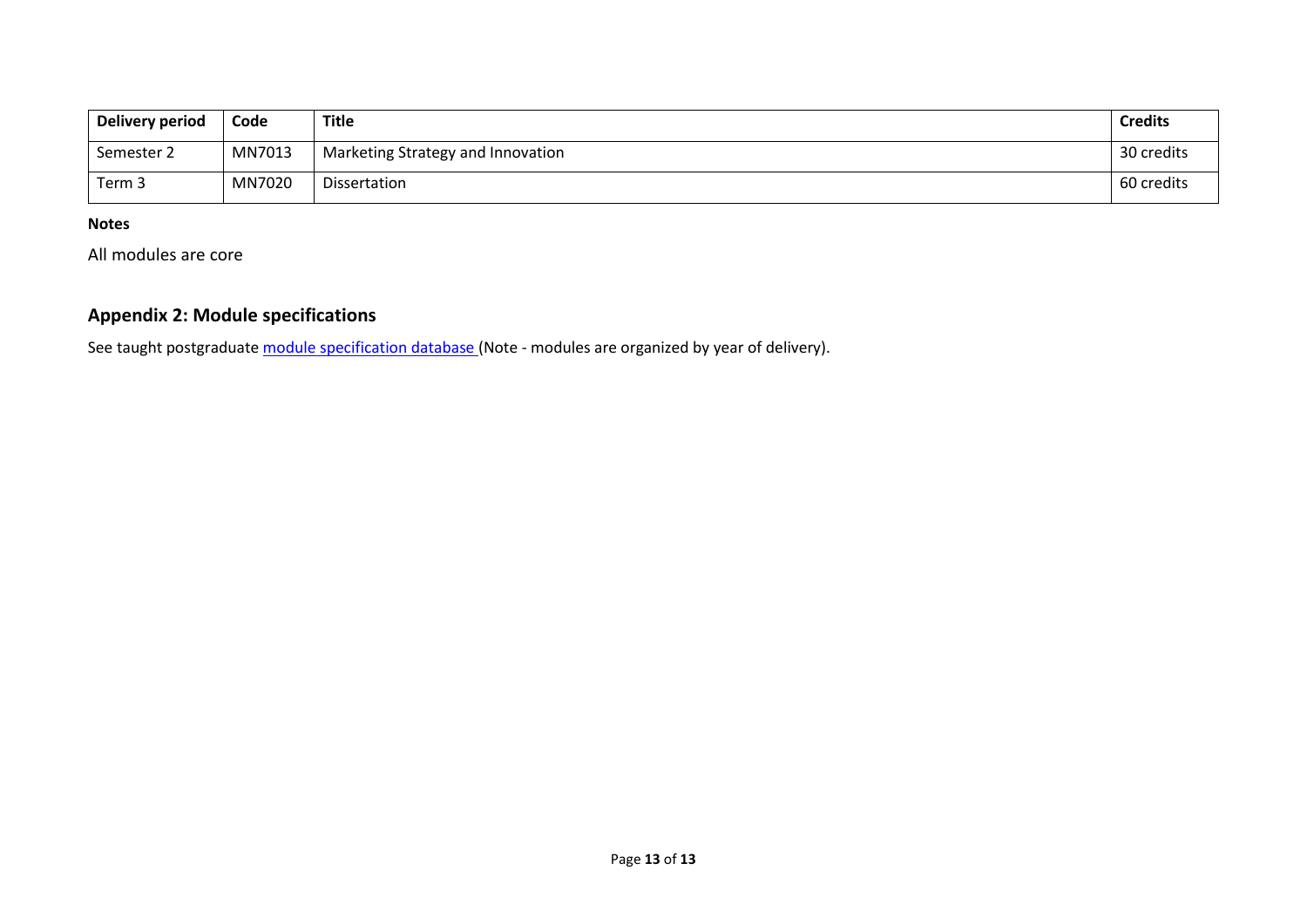| Delivery period | Code | Title | Credits |
|---|---|---|---|
| Semester 2 | MN7013 | Marketing Strategy and Innovation | 30 credits |
| Term 3 | MN7020 | Dissertation | 60 credits |

**Notes**

All modules are core

## Appendix 2: Module specifications

See taught postgraduate module specification database (Note - modules are organized by year of delivery).